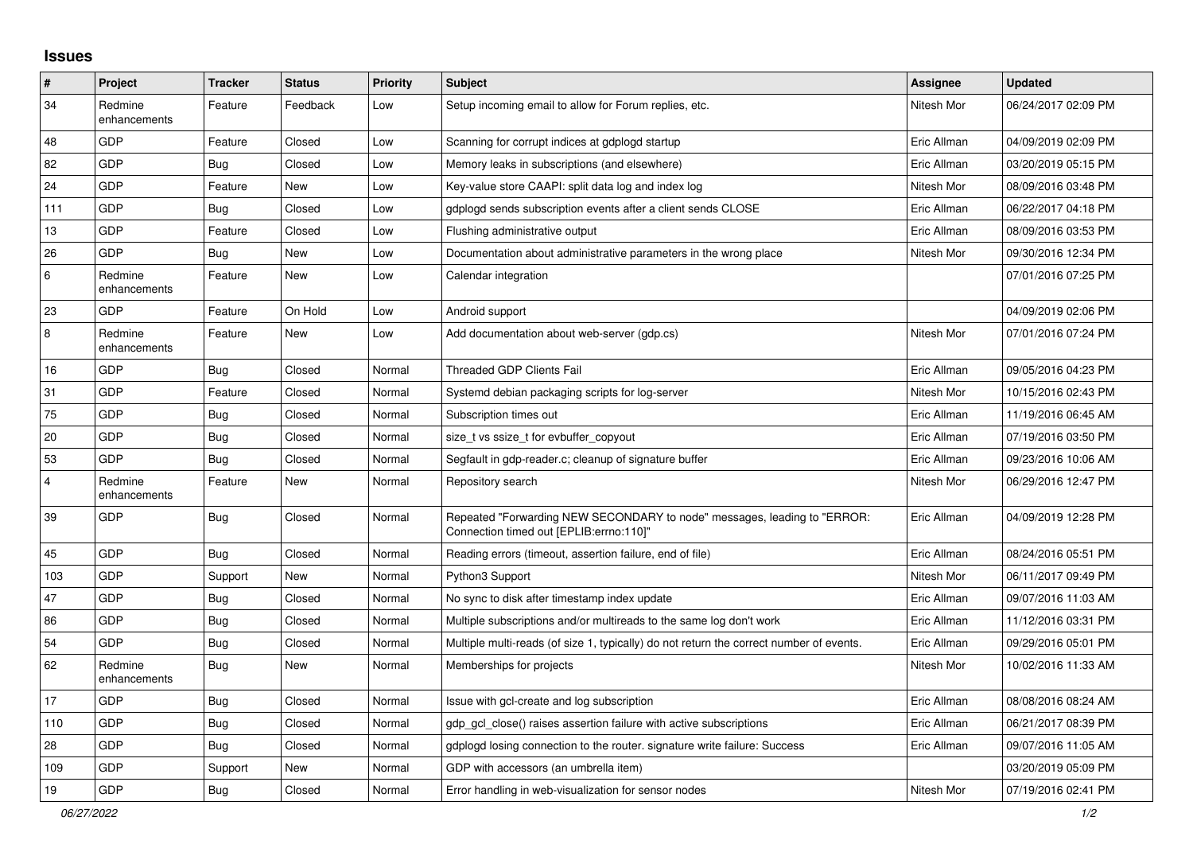## Issues

| # | Project | Tracker | Status | Priority | Subject | Assignee | Updated |
|---|---|---|---|---|---|---|---|
| 34 | Redmine enhancements | Feature | Feedback | Low | Setup incoming email to allow for Forum replies, etc. | Nitesh Mor | 06/24/2017 02:09 PM |
| 48 | GDP | Feature | Closed | Low | Scanning for corrupt indices at gdplogd startup | Eric Allman | 04/09/2019 02:09 PM |
| 82 | GDP | Bug | Closed | Low | Memory leaks in subscriptions (and elsewhere) | Eric Allman | 03/20/2019 05:15 PM |
| 24 | GDP | Feature | New | Low | Key-value store CAAPI: split data log and index log | Nitesh Mor | 08/09/2016 03:48 PM |
| 111 | GDP | Bug | Closed | Low | gdplogd sends subscription events after a client sends CLOSE | Eric Allman | 06/22/2017 04:18 PM |
| 13 | GDP | Feature | Closed | Low | Flushing administrative output | Eric Allman | 08/09/2016 03:53 PM |
| 26 | GDP | Bug | New | Low | Documentation about administrative parameters in the wrong place | Nitesh Mor | 09/30/2016 12:34 PM |
| 6 | Redmine enhancements | Feature | New | Low | Calendar integration | | 07/01/2016 07:25 PM |
| 23 | GDP | Feature | On Hold | Low | Android support | | 04/09/2019 02:06 PM |
| 8 | Redmine enhancements | Feature | New | Low | Add documentation about web-server (gdp.cs) | Nitesh Mor | 07/01/2016 07:24 PM |
| 16 | GDP | Bug | Closed | Normal | Threaded GDP Clients Fail | Eric Allman | 09/05/2016 04:23 PM |
| 31 | GDP | Feature | Closed | Normal | Systemd debian packaging scripts for log-server | Nitesh Mor | 10/15/2016 02:43 PM |
| 75 | GDP | Bug | Closed | Normal | Subscription times out | Eric Allman | 11/19/2016 06:45 AM |
| 20 | GDP | Bug | Closed | Normal | size_t vs ssize_t for evbuffer_copyout | Eric Allman | 07/19/2016 03:50 PM |
| 53 | GDP | Bug | Closed | Normal | Segfault in gdp-reader.c; cleanup of signature buffer | Eric Allman | 09/23/2016 10:06 AM |
| 4 | Redmine enhancements | Feature | New | Normal | Repository search | Nitesh Mor | 06/29/2016 12:47 PM |
| 39 | GDP | Bug | Closed | Normal | Repeated "Forwarding NEW SECONDARY to node" messages, leading to "ERROR: Connection timed out [EPLIB:errno:110]" | Eric Allman | 04/09/2019 12:28 PM |
| 45 | GDP | Bug | Closed | Normal | Reading errors (timeout, assertion failure, end of file) | Eric Allman | 08/24/2016 05:51 PM |
| 103 | GDP | Support | New | Normal | Python3 Support | Nitesh Mor | 06/11/2017 09:49 PM |
| 47 | GDP | Bug | Closed | Normal | No sync to disk after timestamp index update | Eric Allman | 09/07/2016 11:03 AM |
| 86 | GDP | Bug | Closed | Normal | Multiple subscriptions and/or multireads to the same log don't work | Eric Allman | 11/12/2016 03:31 PM |
| 54 | GDP | Bug | Closed | Normal | Multiple multi-reads (of size 1, typically) do not return the correct number of events. | Eric Allman | 09/29/2016 05:01 PM |
| 62 | Redmine enhancements | Bug | New | Normal | Memberships for projects | Nitesh Mor | 10/02/2016 11:33 AM |
| 17 | GDP | Bug | Closed | Normal | Issue with gcl-create and log subscription | Eric Allman | 08/08/2016 08:24 AM |
| 110 | GDP | Bug | Closed | Normal | gdp_gcl_close() raises assertion failure with active subscriptions | Eric Allman | 06/21/2017 08:39 PM |
| 28 | GDP | Bug | Closed | Normal | gdplogd losing connection to the router. signature write failure: Success | Eric Allman | 09/07/2016 11:05 AM |
| 109 | GDP | Support | New | Normal | GDP with accessors (an umbrella item) | | 03/20/2019 05:09 PM |
| 19 | GDP | Bug | Closed | Normal | Error handling in web-visualization for sensor nodes | Nitesh Mor | 07/19/2016 02:41 PM |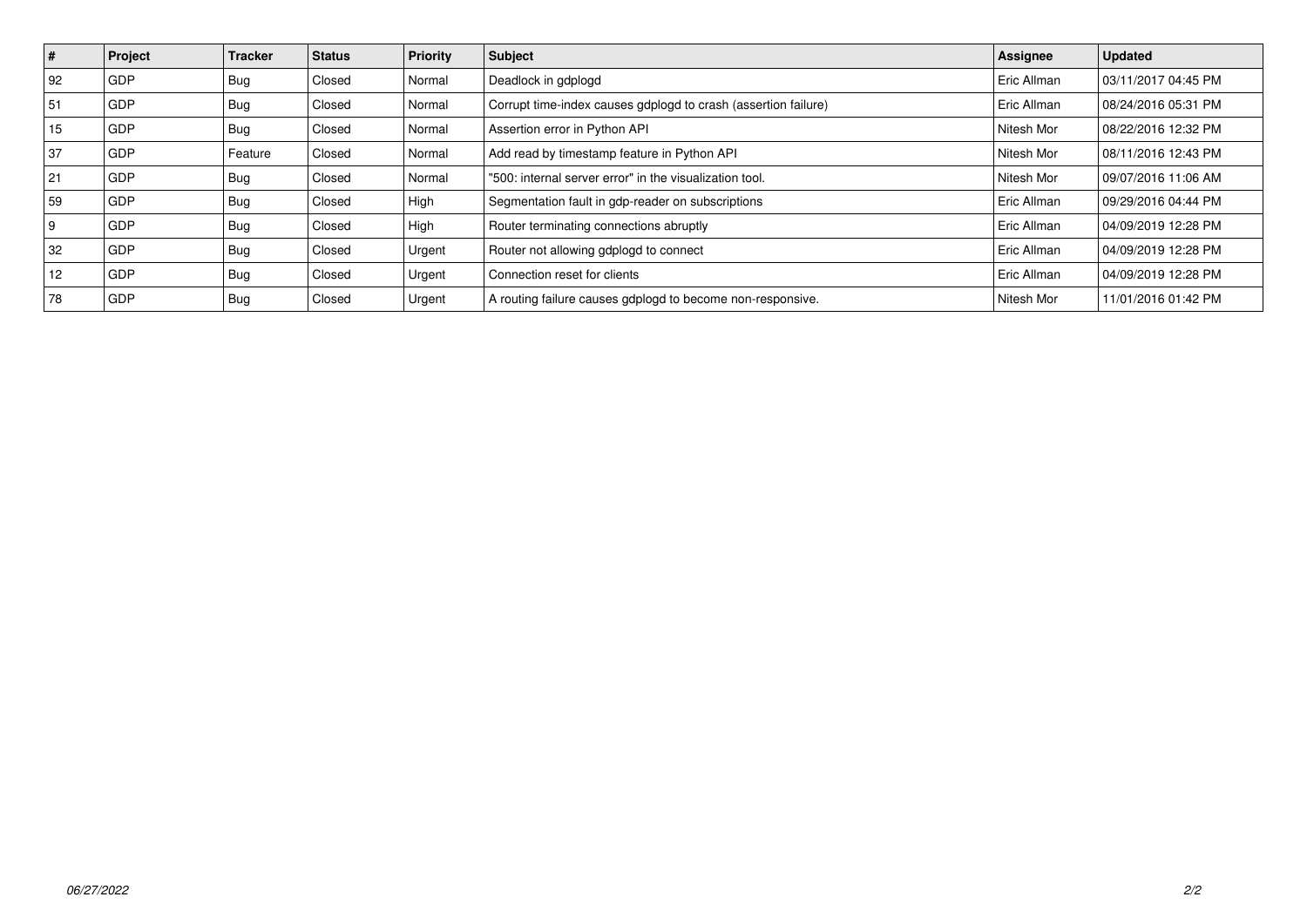| # | Project | Tracker | Status | Priority | Subject | Assignee | Updated |
|---|---|---|---|---|---|---|---|
| 92 | GDP | Bug | Closed | Normal | Deadlock in gdplogd | Eric Allman | 03/11/2017 04:45 PM |
| 51 | GDP | Bug | Closed | Normal | Corrupt time-index causes gdplogd to crash (assertion failure) | Eric Allman | 08/24/2016 05:31 PM |
| 15 | GDP | Bug | Closed | Normal | Assertion error in Python API | Nitesh Mor | 08/22/2016 12:32 PM |
| 37 | GDP | Feature | Closed | Normal | Add read by timestamp feature in Python API | Nitesh Mor | 08/11/2016 12:43 PM |
| 21 | GDP | Bug | Closed | Normal | "500: internal server error" in the visualization tool. | Nitesh Mor | 09/07/2016 11:06 AM |
| 59 | GDP | Bug | Closed | High | Segmentation fault in gdp-reader on subscriptions | Eric Allman | 09/29/2016 04:44 PM |
| 9 | GDP | Bug | Closed | High | Router terminating connections abruptly | Eric Allman | 04/09/2019 12:28 PM |
| 32 | GDP | Bug | Closed | Urgent | Router not allowing gdplogd to connect | Eric Allman | 04/09/2019 12:28 PM |
| 12 | GDP | Bug | Closed | Urgent | Connection reset for clients | Eric Allman | 04/09/2019 12:28 PM |
| 78 | GDP | Bug | Closed | Urgent | A routing failure causes gdplogd to become non-responsive. | Nitesh Mor | 11/01/2016 01:42 PM |